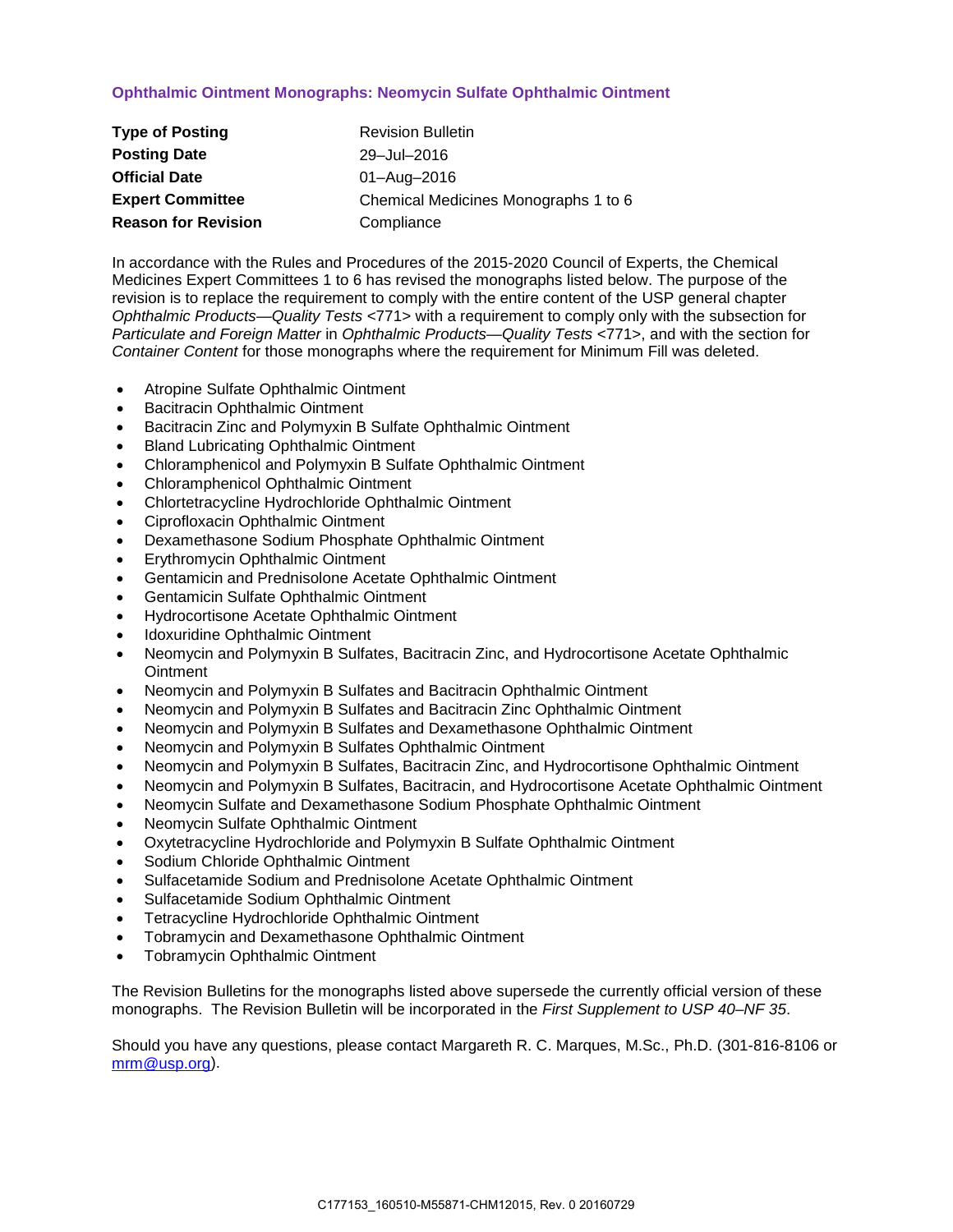## Ophthalmic Ointment Monographs: Neomycin Sulfate Ophthalmic Ointment

| | |
|---|---|
| **Type of Posting** | Revision Bulletin |
| **Posting Date** | 29–Jul–2016 |
| **Official Date** | 01–Aug–2016 |
| **Expert Committee** | Chemical Medicines Monographs 1 to 6 |
| **Reason for Revision** | Compliance |

In accordance with the Rules and Procedures of the 2015-2020 Council of Experts, the Chemical Medicines Expert Committees 1 to 6 has revised the monographs listed below. The purpose of the revision is to replace the requirement to comply with the entire content of the USP general chapter *Ophthalmic Products—Quality Tests* <771> with a requirement to comply only with the subsection for *Particulate and Foreign Matter* in *Ophthalmic Products—Quality Tests* <771>, and with the section for *Container Content* for those monographs where the requirement for Minimum Fill was deleted.

- Atropine Sulfate Ophthalmic Ointment
- Bacitracin Ophthalmic Ointment
- Bacitracin Zinc and Polymyxin B Sulfate Ophthalmic Ointment
- Bland Lubricating Ophthalmic Ointment
- Chloramphenicol and Polymyxin B Sulfate Ophthalmic Ointment
- Chloramphenicol Ophthalmic Ointment
- Chlortetracycline Hydrochloride Ophthalmic Ointment
- Ciprofloxacin Ophthalmic Ointment
- Dexamethasone Sodium Phosphate Ophthalmic Ointment
- Erythromycin Ophthalmic Ointment
- Gentamicin and Prednisolone Acetate Ophthalmic Ointment
- Gentamicin Sulfate Ophthalmic Ointment
- Hydrocortisone Acetate Ophthalmic Ointment
- Idoxuridine Ophthalmic Ointment
- Neomycin and Polymyxin B Sulfates, Bacitracin Zinc, and Hydrocortisone Acetate Ophthalmic Ointment
- Neomycin and Polymyxin B Sulfates and Bacitracin Ophthalmic Ointment
- Neomycin and Polymyxin B Sulfates and Bacitracin Zinc Ophthalmic Ointment
- Neomycin and Polymyxin B Sulfates and Dexamethasone Ophthalmic Ointment
- Neomycin and Polymyxin B Sulfates Ophthalmic Ointment
- Neomycin and Polymyxin B Sulfates, Bacitracin Zinc, and Hydrocortisone Ophthalmic Ointment
- Neomycin and Polymyxin B Sulfates, Bacitracin, and Hydrocortisone Acetate Ophthalmic Ointment
- Neomycin Sulfate and Dexamethasone Sodium Phosphate Ophthalmic Ointment
- Neomycin Sulfate Ophthalmic Ointment
- Oxytetracycline Hydrochloride and Polymyxin B Sulfate Ophthalmic Ointment
- Sodium Chloride Ophthalmic Ointment
- Sulfacetamide Sodium and Prednisolone Acetate Ophthalmic Ointment
- Sulfacetamide Sodium Ophthalmic Ointment
- Tetracycline Hydrochloride Ophthalmic Ointment
- Tobramycin and Dexamethasone Ophthalmic Ointment
- Tobramycin Ophthalmic Ointment

The Revision Bulletins for the monographs listed above supersede the currently official version of these monographs. The Revision Bulletin will be incorporated in the *First Supplement to USP 40–NF 35*.

Should you have any questions, please contact Margareth R. C. Marques, M.Sc., Ph.D. (301-816-8106 or mrm@usp.org).

C177153_160510-M55871-CHM12015, Rev. 0 20160729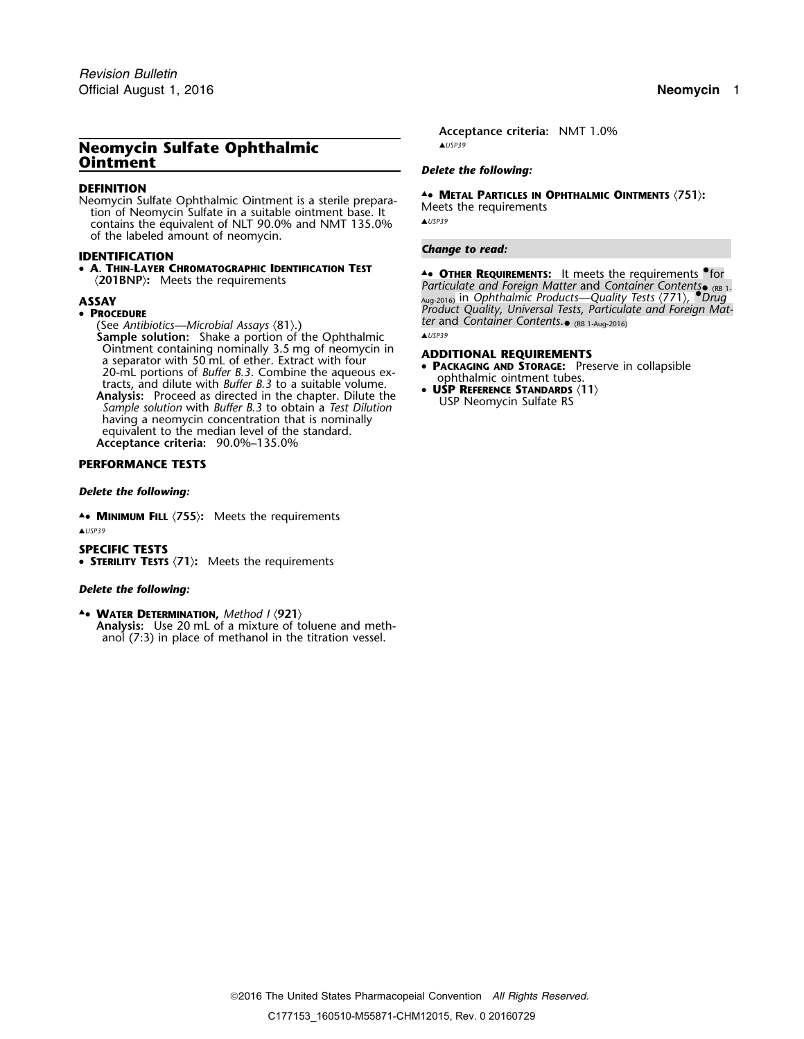# Neomycin Sulfate Ophthalmic Ointment

## DEFINITION

Neomycin Sulfate Ophthalmic Ointment is a sterile preparation of Neomycin Sulfate in a suitable ointment base. It contains the equivalent of NLT 90.0% and NMT 135.0% of the labeled amount of neomycin.

## IDENTIFICATION

- **A. Thin-Layer Chromatographic Identification Test** ⟨201BNP⟩**:** Meets the requirements

## ASSAY

- **Procedure**

  (See *Antibiotics—Microbial Assays* ⟨81⟩.)

  **Sample solution:** Shake a portion of the Ophthalmic Ointment containing nominally 3.5 mg of neomycin in a separator with 50 mL of ether. Extract with four 20-mL portions of *Buffer B.3*. Combine the aqueous extracts, and dilute with *Buffer B.3* to a suitable volume.

  **Analysis:** Proceed as directed in the chapter. Dilute the *Sample solution* with *Buffer B.3* to obtain a *Test Dilution* having a neomycin concentration that is nominally equivalent to the median level of the standard.

  **Acceptance criteria:** 90.0%–135.0%

## PERFORMANCE TESTS

***Delete the following:***

▲• **Minimum Fill** ⟨755⟩**:** Meets the requirements ▲USP39

## SPECIFIC TESTS

- **Sterility Tests** ⟨71⟩**:** Meets the requirements

***Delete the following:***

▲• **Water Determination,** *Method I* ⟨921⟩

  **Analysis:** Use 20 mL of a mixture of toluene and methanol (7:3) in place of methanol in the titration vessel.

  **Acceptance criteria:** NMT 1.0% ▲USP39

***Delete the following:***

▲• **Metal Particles in Ophthalmic Ointments** ⟨751⟩**:** Meets the requirements ▲USP39

***Change to read:***

▲• **Other Requirements:** It meets the requirements •for *Particulate and Foreign Matter* and *Container Contents*• (RB 1-Aug-2016) in *Ophthalmic Products—Quality Tests* ⟨771⟩, •*Drug Product Quality, Universal Tests, Particulate and Foreign Matter* and *Container Contents*.• (RB 1-Aug-2016) ▲USP39

## ADDITIONAL REQUIREMENTS

- **Packaging and Storage:** Preserve in collapsible ophthalmic ointment tubes.
- **USP Reference Standards** ⟨11⟩

  USP Neomycin Sulfate RS